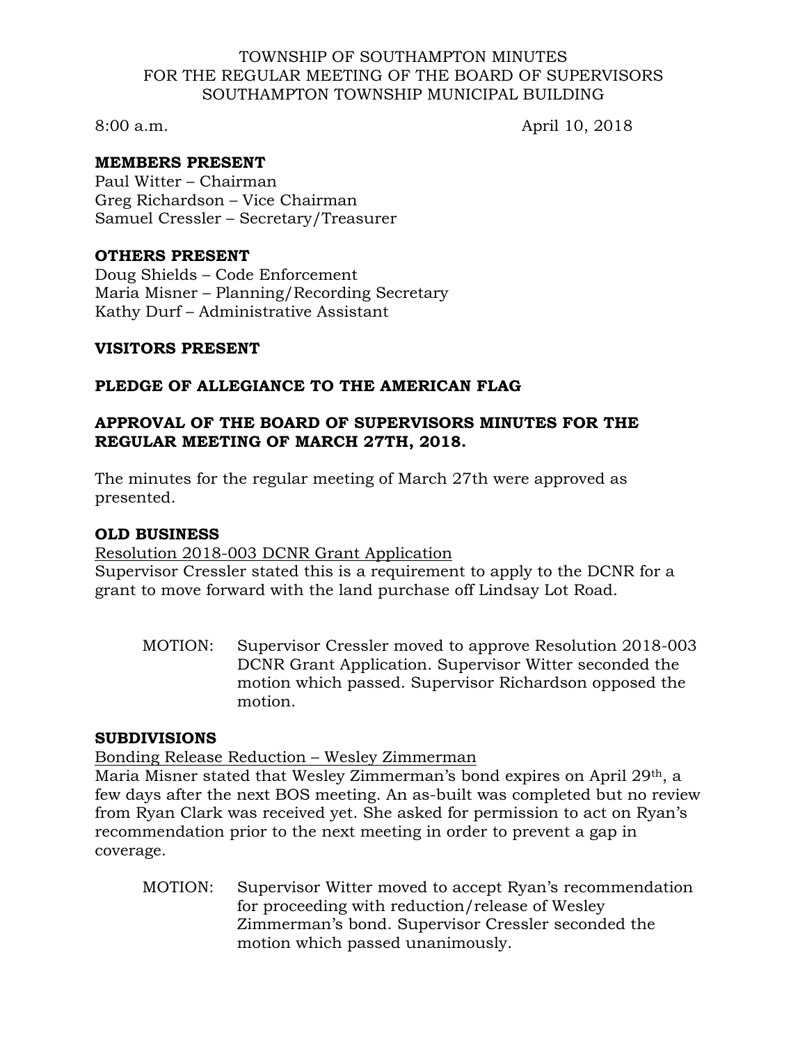TOWNSHIP OF SOUTHAMPTON MINUTES
FOR THE REGULAR MEETING OF THE BOARD OF SUPERVISORS
SOUTHAMPTON TOWNSHIP MUNICIPAL BUILDING

8:00 a.m. April 10, 2018

**MEMBERS PRESENT**

Paul Witter – Chairman
Greg Richardson – Vice Chairman
Samuel Cressler – Secretary/Treasurer

**OTHERS PRESENT**

Doug Shields – Code Enforcement
Maria Misner – Planning/Recording Secretary
Kathy Durf – Administrative Assistant

**VISITORS PRESENT**

**PLEDGE OF ALLEGIANCE TO THE AMERICAN FLAG**

**APPROVAL OF THE BOARD OF SUPERVISORS MINUTES FOR THE REGULAR MEETING OF MARCH 27TH, 2018.**

The minutes for the regular meeting of March 27th were approved as presented.

**OLD BUSINESS**

Resolution 2018-003 DCNR Grant Application

Supervisor Cressler stated this is a requirement to apply to the DCNR for a grant to move forward with the land purchase off Lindsay Lot Road.

MOTION: Supervisor Cressler moved to approve Resolution 2018-003 DCNR Grant Application. Supervisor Witter seconded the motion which passed. Supervisor Richardson opposed the motion.

**SUBDIVISIONS**

Bonding Release Reduction – Wesley Zimmerman

Maria Misner stated that Wesley Zimmerman's bond expires on April 29th, a few days after the next BOS meeting. An as-built was completed but no review from Ryan Clark was received yet. She asked for permission to act on Ryan's recommendation prior to the next meeting in order to prevent a gap in coverage.

MOTION: Supervisor Witter moved to accept Ryan's recommendation for proceeding with reduction/release of Wesley Zimmerman's bond. Supervisor Cressler seconded the motion which passed unanimously.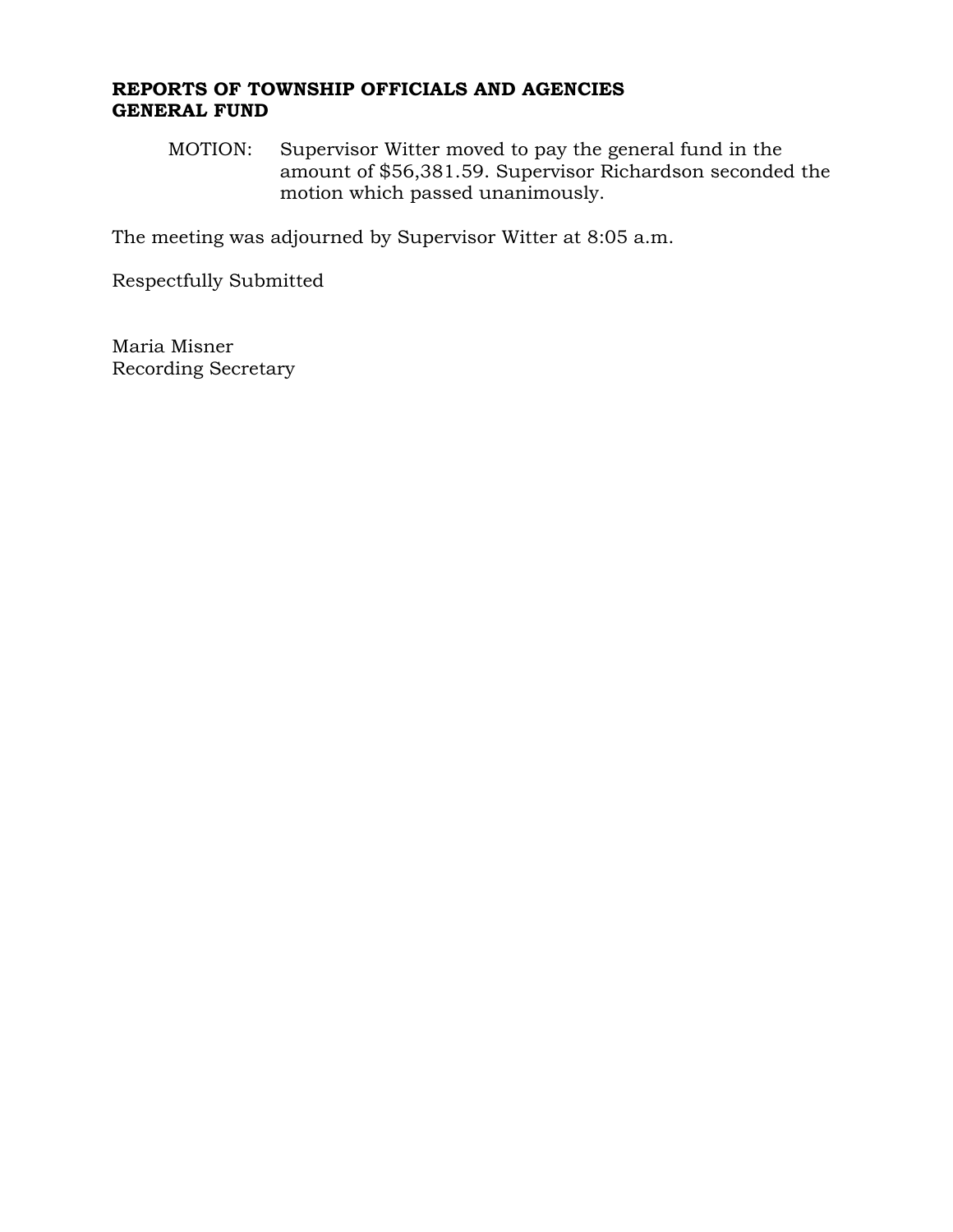**REPORTS OF TOWNSHIP OFFICIALS AND AGENCIES**
**GENERAL FUND**

MOTION: Supervisor Witter moved to pay the general fund in the amount of $56,381.59. Supervisor Richardson seconded the motion which passed unanimously.

The meeting was adjourned by Supervisor Witter at 8:05 a.m.

Respectfully Submitted

Maria Misner
Recording Secretary